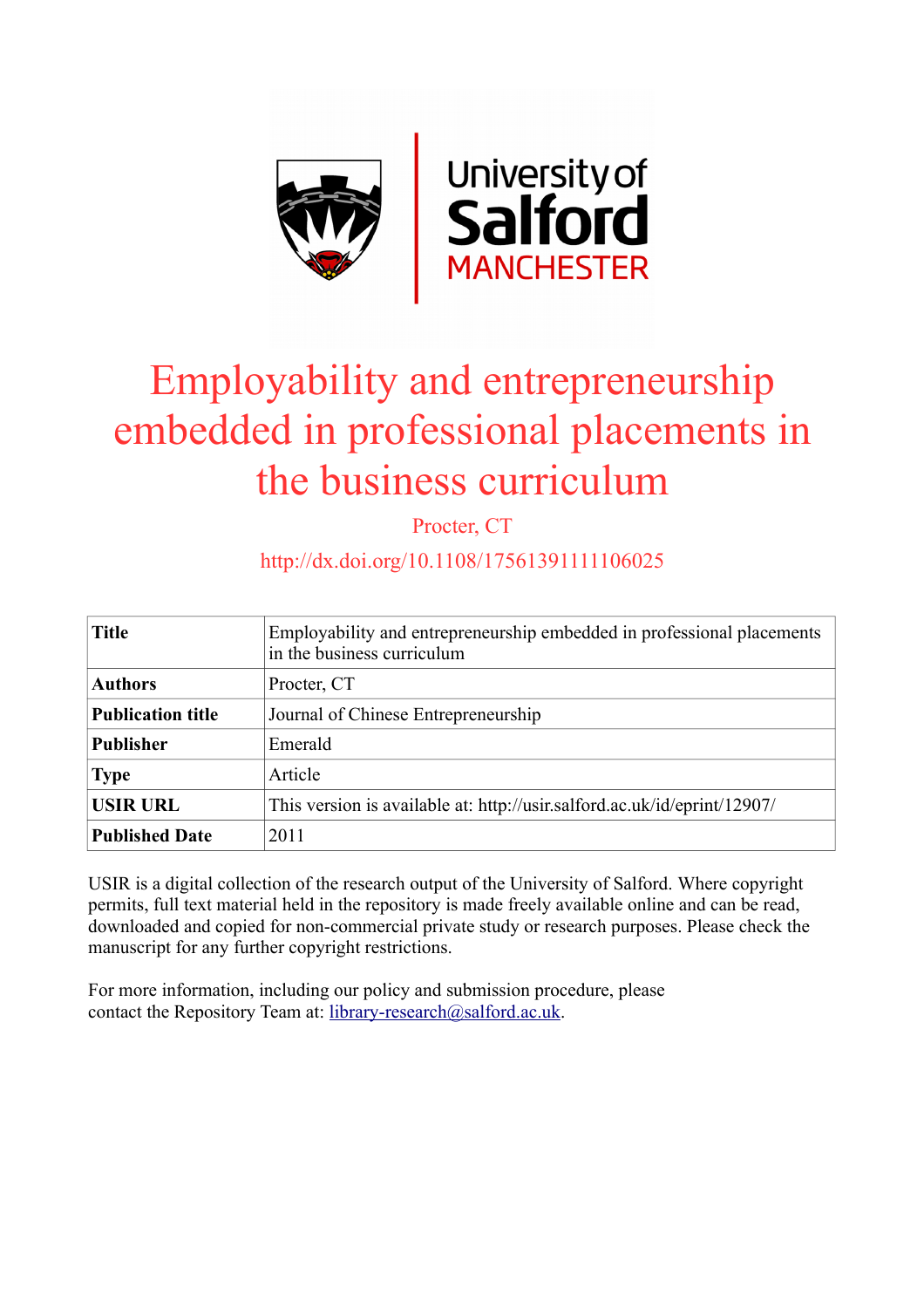University of Salford MANCHESTER

# Employability and entrepreneurship embedded in professional placements in the business curriculum

Procter, CT

http://dx.doi.org/10.1108/17561391111106025

| | |
|---|---|
| **Title** | Employability and entrepreneurship embedded in professional placements in the business curriculum |
| **Authors** | Procter, CT |
| **Publication title** | Journal of Chinese Entrepreneurship |
| **Publisher** | Emerald |
| **Type** | Article |
| **USIR URL** | This version is available at: http://usir.salford.ac.uk/id/eprint/12907/ |
| **Published Date** | 2011 |

USIR is a digital collection of the research output of the University of Salford. Where copyright permits, full text material held in the repository is made freely available online and can be read, downloaded and copied for non-commercial private study or research purposes. Please check the manuscript for any further copyright restrictions.

For more information, including our policy and submission procedure, please contact the Repository Team at: library-research@salford.ac.uk.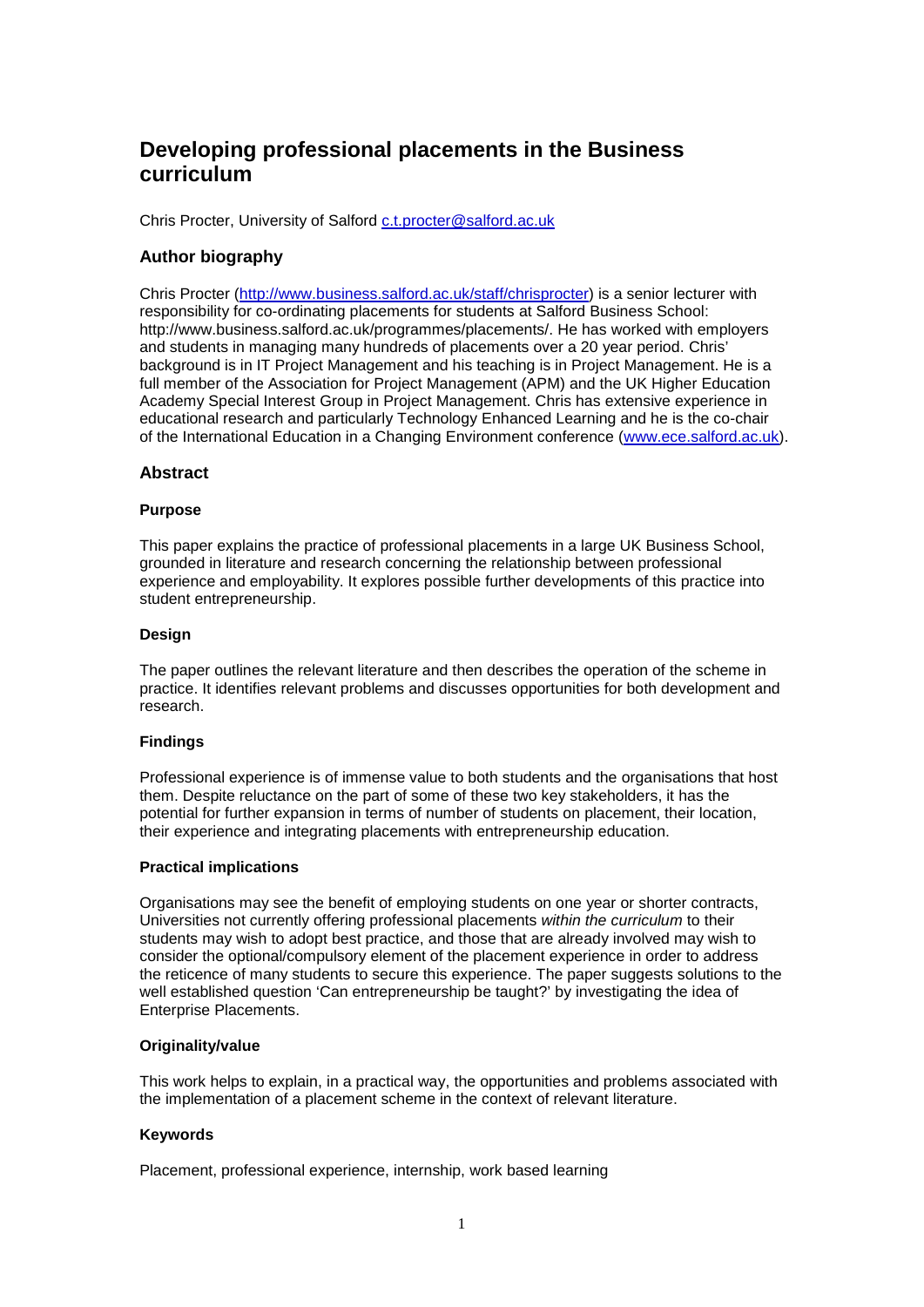# Developing professional placements in the Business curriculum

Chris Procter, University of Salford [c.t.procter@salford.ac.uk](mailto:c.t.procter@salford.ac.uk)

## Author biography

Chris Procter ([http://www.business.salford.ac.uk/staff/chrisprocter](http://www.business.salford.ac.uk/staff/chrisprocter)) is a senior lecturer with responsibility for co-ordinating placements for students at Salford Business School: http://www.business.salford.ac.uk/programmes/placements/. He has worked with employers and students in managing many hundreds of placements over a 20 year period. Chris' background is in IT Project Management and his teaching is in Project Management. He is a full member of the Association for Project Management (APM) and the UK Higher Education Academy Special Interest Group in Project Management. Chris has extensive experience in educational research and particularly Technology Enhanced Learning and he is the co-chair of the International Education in a Changing Environment conference ([www.ece.salford.ac.uk](http://www.ece.salford.ac.uk)).

## Abstract

### Purpose

This paper explains the practice of professional placements in a large UK Business School, grounded in literature and research concerning the relationship between professional experience and employability. It explores possible further developments of this practice into student entrepreneurship.

### Design

The paper outlines the relevant literature and then describes the operation of the scheme in practice. It identifies relevant problems and discusses opportunities for both development and research.

### Findings

Professional experience is of immense value to both students and the organisations that host them. Despite reluctance on the part of some of these two key stakeholders, it has the potential for further expansion in terms of number of students on placement, their location, their experience and integrating placements with entrepreneurship education.

### Practical implications

Organisations may see the benefit of employing students on one year or shorter contracts, Universities not currently offering professional placements *within the curriculum* to their students may wish to adopt best practice, and those that are already involved may wish to consider the optional/compulsory element of the placement experience in order to address the reticence of many students to secure this experience. The paper suggests solutions to the well established question 'Can entrepreneurship be taught?' by investigating the idea of Enterprise Placements.

### Originality/value

This work helps to explain, in a practical way, the opportunities and problems associated with the implementation of a placement scheme in the context of relevant literature.

### Keywords

Placement, professional experience, internship, work based learning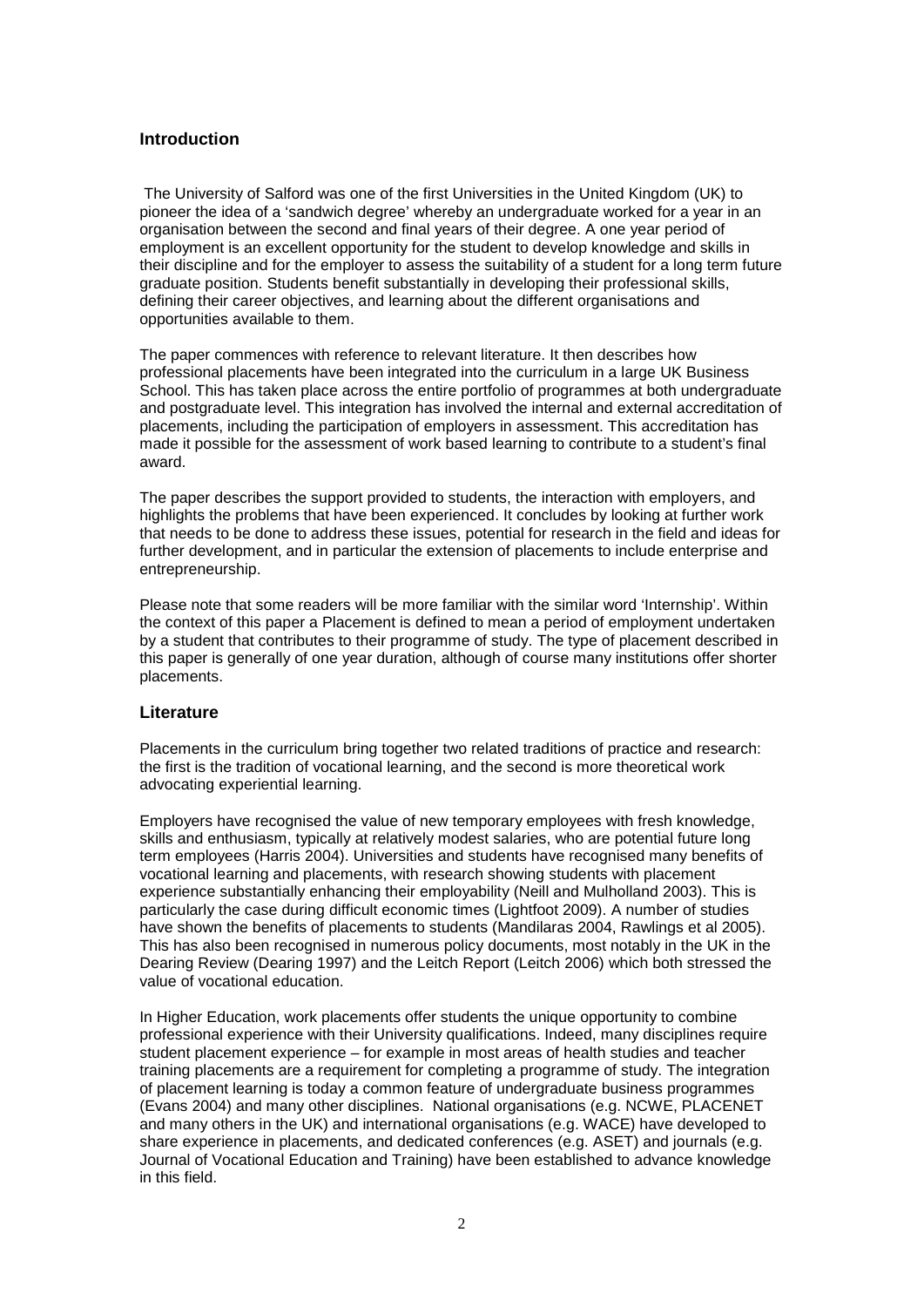## Introduction

The University of Salford was one of the first Universities in the United Kingdom (UK) to pioneer the idea of a 'sandwich degree' whereby an undergraduate worked for a year in an organisation between the second and final years of their degree. A one year period of employment is an excellent opportunity for the student to develop knowledge and skills in their discipline and for the employer to assess the suitability of a student for a long term future graduate position. Students benefit substantially in developing their professional skills, defining their career objectives, and learning about the different organisations and opportunities available to them.

The paper commences with reference to relevant literature. It then describes how professional placements have been integrated into the curriculum in a large UK Business School. This has taken place across the entire portfolio of programmes at both undergraduate and postgraduate level. This integration has involved the internal and external accreditation of placements, including the participation of employers in assessment. This accreditation has made it possible for the assessment of work based learning to contribute to a student's final award.

The paper describes the support provided to students, the interaction with employers, and highlights the problems that have been experienced. It concludes by looking at further work that needs to be done to address these issues, potential for research in the field and ideas for further development, and in particular the extension of placements to include enterprise and entrepreneurship.

Please note that some readers will be more familiar with the similar word 'Internship'. Within the context of this paper a Placement is defined to mean a period of employment undertaken by a student that contributes to their programme of study. The type of placement described in this paper is generally of one year duration, although of course many institutions offer shorter placements.

## Literature

Placements in the curriculum bring together two related traditions of practice and research: the first is the tradition of vocational learning, and the second is more theoretical work advocating experiential learning.

Employers have recognised the value of new temporary employees with fresh knowledge, skills and enthusiasm, typically at relatively modest salaries, who are potential future long term employees (Harris 2004). Universities and students have recognised many benefits of vocational learning and placements, with research showing students with placement experience substantially enhancing their employability (Neill and Mulholland 2003). This is particularly the case during difficult economic times (Lightfoot 2009). A number of studies have shown the benefits of placements to students (Mandilaras 2004, Rawlings et al 2005). This has also been recognised in numerous policy documents, most notably in the UK in the Dearing Review (Dearing 1997) and the Leitch Report (Leitch 2006) which both stressed the value of vocational education.

In Higher Education, work placements offer students the unique opportunity to combine professional experience with their University qualifications. Indeed, many disciplines require student placement experience – for example in most areas of health studies and teacher training placements are a requirement for completing a programme of study. The integration of placement learning is today a common feature of undergraduate business programmes (Evans 2004) and many other disciplines. National organisations (e.g. NCWE, PLACENET and many others in the UK) and international organisations (e.g. WACE) have developed to share experience in placements, and dedicated conferences (e.g. ASET) and journals (e.g. Journal of Vocational Education and Training) have been established to advance knowledge in this field.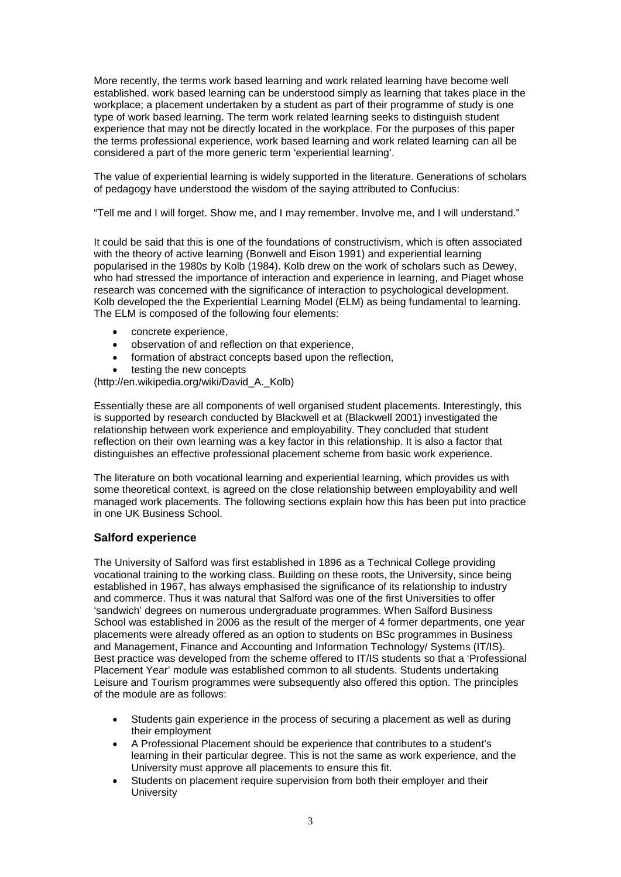More recently, the terms work based learning and work related learning have become well established. work based learning can be understood simply as learning that takes place in the workplace; a placement undertaken by a student as part of their programme of study is one type of work based learning. The term work related learning seeks to distinguish student experience that may not be directly located in the workplace. For the purposes of this paper the terms professional experience, work based learning and work related learning can all be considered a part of the more generic term 'experiential learning'.

The value of experiential learning is widely supported in the literature. Generations of scholars of pedagogy have understood the wisdom of the saying attributed to Confucius:

"Tell me and I will forget. Show me, and I may remember. Involve me, and I will understand."

It could be said that this is one of the foundations of constructivism, which is often associated with the theory of active learning (Bonwell and Eison 1991) and experiential learning popularised in the 1980s by Kolb (1984). Kolb drew on the work of scholars such as Dewey, who had stressed the importance of interaction and experience in learning, and Piaget whose research was concerned with the significance of interaction to psychological development. Kolb developed the the Experiential Learning Model (ELM) as being fundamental to learning. The ELM is composed of the following four elements:

- concrete experience,
- observation of and reflection on that experience,
- formation of abstract concepts based upon the reflection,
- testing the new concepts

(http://en.wikipedia.org/wiki/David_A._Kolb)

Essentially these are all components of well organised student placements. Interestingly, this is supported by research conducted by Blackwell et at (Blackwell 2001) investigated the relationship between work experience and employability. They concluded that student reflection on their own learning was a key factor in this relationship. It is also a factor that distinguishes an effective professional placement scheme from basic work experience.

The literature on both vocational learning and experiential learning, which provides us with some theoretical context, is agreed on the close relationship between employability and well managed work placements. The following sections explain how this has been put into practice in one UK Business School.

## Salford experience

The University of Salford was first established in 1896 as a Technical College providing vocational training to the working class. Building on these roots, the University, since being established in 1967, has always emphasised the significance of its relationship to industry and commerce. Thus it was natural that Salford was one of the first Universities to offer 'sandwich' degrees on numerous undergraduate programmes. When Salford Business School was established in 2006 as the result of the merger of 4 former departments, one year placements were already offered as an option to students on BSc programmes in Business and Management, Finance and Accounting and Information Technology/ Systems (IT/IS). Best practice was developed from the scheme offered to IT/IS students so that a 'Professional Placement Year' module was established common to all students. Students undertaking Leisure and Tourism programmes were subsequently also offered this option. The principles of the module are as follows:

- Students gain experience in the process of securing a placement as well as during their employment
- A Professional Placement should be experience that contributes to a student's learning in their particular degree. This is not the same as work experience, and the University must approve all placements to ensure this fit.
- Students on placement require supervision from both their employer and their University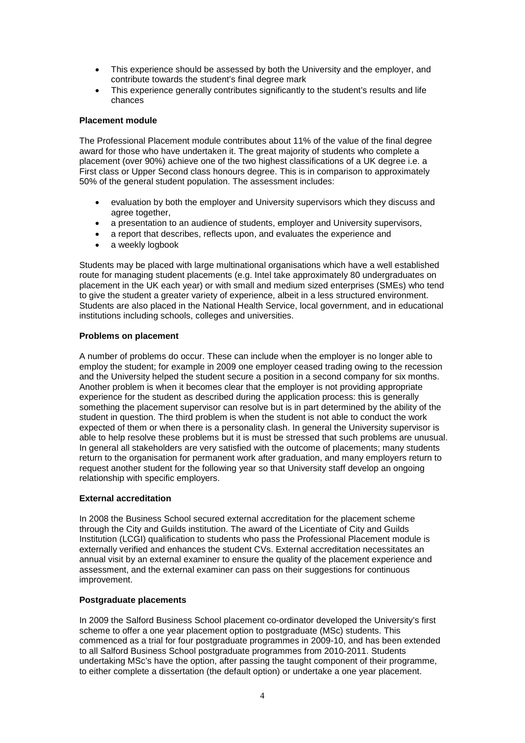- This experience should be assessed by both the University and the employer, and contribute towards the student's final degree mark
- This experience generally contributes significantly to the student's results and life chances

**Placement module**

The Professional Placement module contributes about 11% of the value of the final degree award for those who have undertaken it. The great majority of students who complete a placement (over 90%) achieve one of the two highest classifications of a UK degree i.e. a First class or Upper Second class honours degree. This is in comparison to approximately 50% of the general student population. The assessment includes:

- evaluation by both the employer and University supervisors which they discuss and agree together,
- a presentation to an audience of students, employer and University supervisors,
- a report that describes, reflects upon, and evaluates the experience and
- a weekly logbook

Students may be placed with large multinational organisations which have a well established route for managing student placements (e.g. Intel take approximately 80 undergraduates on placement in the UK each year) or with small and medium sized enterprises (SMEs) who tend to give the student a greater variety of experience, albeit in a less structured environment. Students are also placed in the National Health Service, local government, and in educational institutions including schools, colleges and universities.

**Problems on placement**

A number of problems do occur. These can include when the employer is no longer able to employ the student; for example in 2009 one employer ceased trading owing to the recession and the University helped the student secure a position in a second company for six months. Another problem is when it becomes clear that the employer is not providing appropriate experience for the student as described during the application process: this is generally something the placement supervisor can resolve but is in part determined by the ability of the student in question. The third problem is when the student is not able to conduct the work expected of them or when there is a personality clash. In general the University supervisor is able to help resolve these problems but it is must be stressed that such problems are unusual. In general all stakeholders are very satisfied with the outcome of placements; many students return to the organisation for permanent work after graduation, and many employers return to request another student for the following year so that University staff develop an ongoing relationship with specific employers.

**External accreditation**

In 2008 the Business School secured external accreditation for the placement scheme through the City and Guilds institution. The award of the Licentiate of City and Guilds Institution (LCGI) qualification to students who pass the Professional Placement module is externally verified and enhances the student CVs. External accreditation necessitates an annual visit by an external examiner to ensure the quality of the placement experience and assessment, and the external examiner can pass on their suggestions for continuous improvement.

**Postgraduate placements**

In 2009 the Salford Business School placement co-ordinator developed the University's first scheme to offer a one year placement option to postgraduate (MSc) students. This commenced as a trial for four postgraduate programmes in 2009-10, and has been extended to all Salford Business School postgraduate programmes from 2010-2011. Students undertaking MSc's have the option, after passing the taught component of their programme, to either complete a dissertation (the default option) or undertake a one year placement.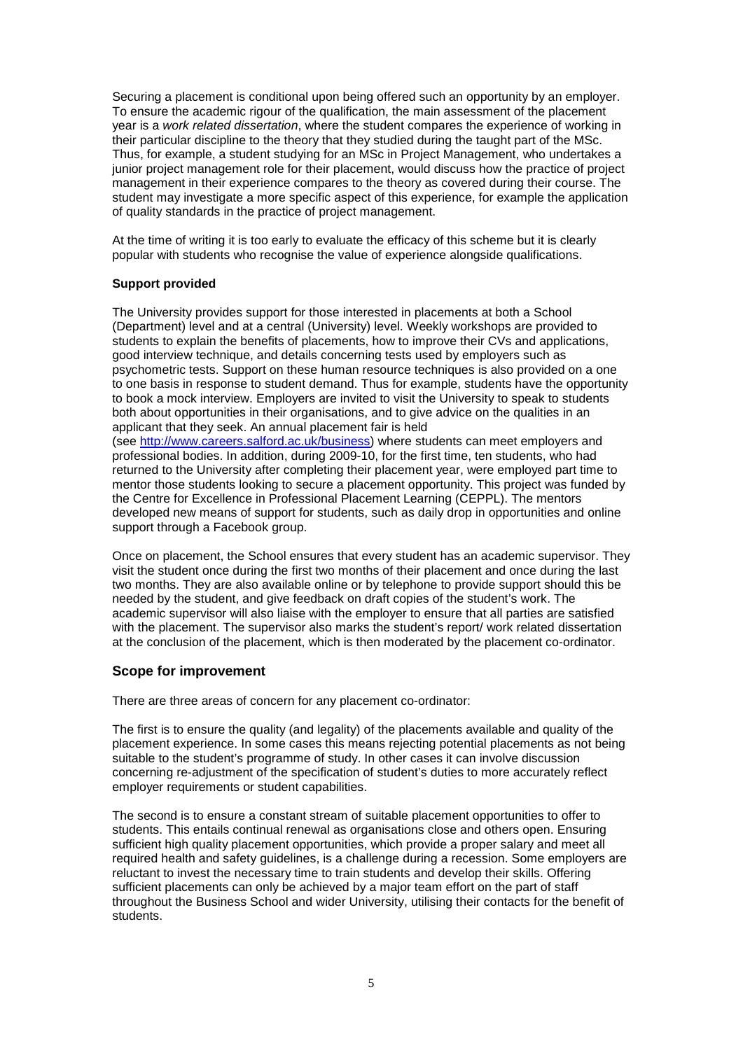Securing a placement is conditional upon being offered such an opportunity by an employer. To ensure the academic rigour of the qualification, the main assessment of the placement year is a *work related dissertation*, where the student compares the experience of working in their particular discipline to the theory that they studied during the taught part of the MSc. Thus, for example, a student studying for an MSc in Project Management, who undertakes a junior project management role for their placement, would discuss how the practice of project management in their experience compares to the theory as covered during their course. The student may investigate a more specific aspect of this experience, for example the application of quality standards in the practice of project management.

At the time of writing it is too early to evaluate the efficacy of this scheme but it is clearly popular with students who recognise the value of experience alongside qualifications.

**Support provided**

The University provides support for those interested in placements at both a School (Department) level and at a central (University) level. Weekly workshops are provided to students to explain the benefits of placements, how to improve their CVs and applications, good interview technique, and details concerning tests used by employers such as psychometric tests. Support on these human resource techniques is also provided on a one to one basis in response to student demand. Thus for example, students have the opportunity to book a mock interview. Employers are invited to visit the University to speak to students both about opportunities in their organisations, and to give advice on the qualities in an applicant that they seek. An annual placement fair is held (see http://www.careers.salford.ac.uk/business) where students can meet employers and professional bodies. In addition, during 2009-10, for the first time, ten students, who had returned to the University after completing their placement year, were employed part time to mentor those students looking to secure a placement opportunity. This project was funded by the Centre for Excellence in Professional Placement Learning (CEPPL). The mentors developed new means of support for students, such as daily drop in opportunities and online support through a Facebook group.

Once on placement, the School ensures that every student has an academic supervisor. They visit the student once during the first two months of their placement and once during the last two months. They are also available online or by telephone to provide support should this be needed by the student, and give feedback on draft copies of the student's work. The academic supervisor will also liaise with the employer to ensure that all parties are satisfied with the placement. The supervisor also marks the student's report/ work related dissertation at the conclusion of the placement, which is then moderated by the placement co-ordinator.

## Scope for improvement

There are three areas of concern for any placement co-ordinator:

The first is to ensure the quality (and legality) of the placements available and quality of the placement experience. In some cases this means rejecting potential placements as not being suitable to the student's programme of study. In other cases it can involve discussion concerning re-adjustment of the specification of student's duties to more accurately reflect employer requirements or student capabilities.

The second is to ensure a constant stream of suitable placement opportunities to offer to students. This entails continual renewal as organisations close and others open. Ensuring sufficient high quality placement opportunities, which provide a proper salary and meet all required health and safety guidelines, is a challenge during a recession. Some employers are reluctant to invest the necessary time to train students and develop their skills. Offering sufficient placements can only be achieved by a major team effort on the part of staff throughout the Business School and wider University, utilising their contacts for the benefit of students.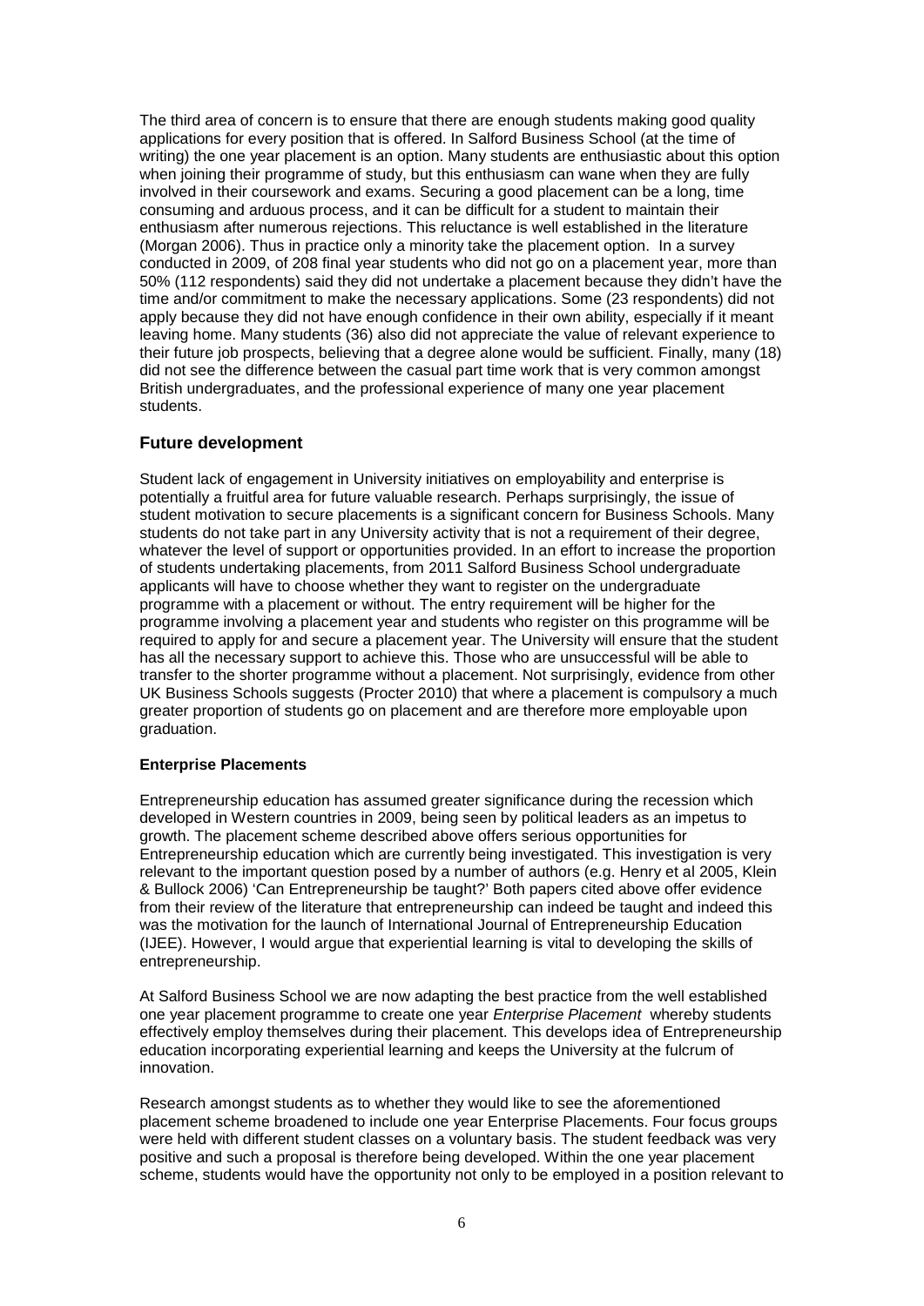The third area of concern is to ensure that there are enough students making good quality applications for every position that is offered. In Salford Business School (at the time of writing) the one year placement is an option. Many students are enthusiastic about this option when joining their programme of study, but this enthusiasm can wane when they are fully involved in their coursework and exams. Securing a good placement can be a long, time consuming and arduous process, and it can be difficult for a student to maintain their enthusiasm after numerous rejections. This reluctance is well established in the literature (Morgan 2006). Thus in practice only a minority take the placement option. In a survey conducted in 2009, of 208 final year students who did not go on a placement year, more than 50% (112 respondents) said they did not undertake a placement because they didn't have the time and/or commitment to make the necessary applications. Some (23 respondents) did not apply because they did not have enough confidence in their own ability, especially if it meant leaving home. Many students (36) also did not appreciate the value of relevant experience to their future job prospects, believing that a degree alone would be sufficient. Finally, many (18) did not see the difference between the casual part time work that is very common amongst British undergraduates, and the professional experience of many one year placement students.

## Future development

Student lack of engagement in University initiatives on employability and enterprise is potentially a fruitful area for future valuable research. Perhaps surprisingly, the issue of student motivation to secure placements is a significant concern for Business Schools. Many students do not take part in any University activity that is not a requirement of their degree, whatever the level of support or opportunities provided. In an effort to increase the proportion of students undertaking placements, from 2011 Salford Business School undergraduate applicants will have to choose whether they want to register on the undergraduate programme with a placement or without. The entry requirement will be higher for the programme involving a placement year and students who register on this programme will be required to apply for and secure a placement year. The University will ensure that the student has all the necessary support to achieve this. Those who are unsuccessful will be able to transfer to the shorter programme without a placement. Not surprisingly, evidence from other UK Business Schools suggests (Procter 2010) that where a placement is compulsory a much greater proportion of students go on placement and are therefore more employable upon graduation.

### Enterprise Placements

Entrepreneurship education has assumed greater significance during the recession which developed in Western countries in 2009, being seen by political leaders as an impetus to growth. The placement scheme described above offers serious opportunities for Entrepreneurship education which are currently being investigated. This investigation is very relevant to the important question posed by a number of authors (e.g. Henry et al 2005, Klein & Bullock 2006) 'Can Entrepreneurship be taught?' Both papers cited above offer evidence from their review of the literature that entrepreneurship can indeed be taught and indeed this was the motivation for the launch of International Journal of Entrepreneurship Education (IJEE). However, I would argue that experiential learning is vital to developing the skills of entrepreneurship.

At Salford Business School we are now adapting the best practice from the well established one year placement programme to create one year *Enterprise Placement* whereby students effectively employ themselves during their placement. This develops idea of Entrepreneurship education incorporating experiential learning and keeps the University at the fulcrum of innovation.

Research amongst students as to whether they would like to see the aforementioned placement scheme broadened to include one year Enterprise Placements. Four focus groups were held with different student classes on a voluntary basis. The student feedback was very positive and such a proposal is therefore being developed. Within the one year placement scheme, students would have the opportunity not only to be employed in a position relevant to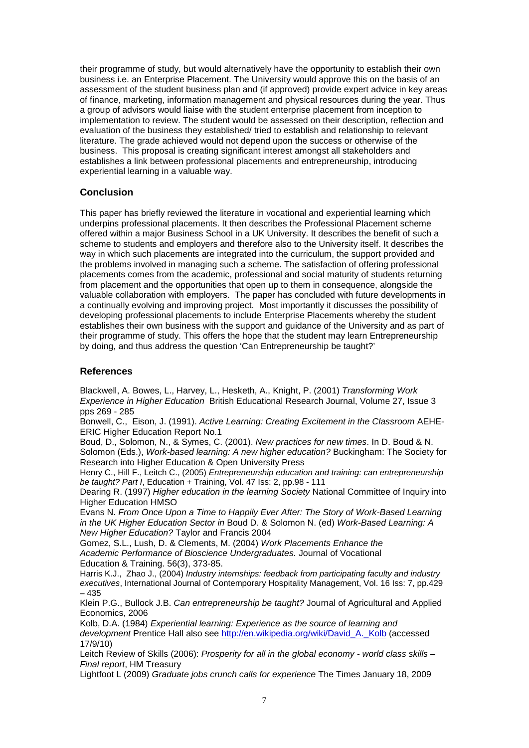their programme of study, but would alternatively have the opportunity to establish their own business i.e. an Enterprise Placement. The University would approve this on the basis of an assessment of the student business plan and (if approved) provide expert advice in key areas of finance, marketing, information management and physical resources during the year. Thus a group of advisors would liaise with the student enterprise placement from inception to implementation to review. The student would be assessed on their description, reflection and evaluation of the business they established/ tried to establish and relationship to relevant literature. The grade achieved would not depend upon the success or otherwise of the business. This proposal is creating significant interest amongst all stakeholders and establishes a link between professional placements and entrepreneurship, introducing experiential learning in a valuable way.

## Conclusion

This paper has briefly reviewed the literature in vocational and experiential learning which underpins professional placements. It then describes the Professional Placement scheme offered within a major Business School in a UK University. It describes the benefit of such a scheme to students and employers and therefore also to the University itself. It describes the way in which such placements are integrated into the curriculum, the support provided and the problems involved in managing such a scheme. The satisfaction of offering professional placements comes from the academic, professional and social maturity of students returning from placement and the opportunities that open up to them in consequence, alongside the valuable collaboration with employers. The paper has concluded with future developments in a continually evolving and improving project. Most importantly it discusses the possibility of developing professional placements to include Enterprise Placements whereby the student establishes their own business with the support and guidance of the University and as part of their programme of study. This offers the hope that the student may learn Entrepreneurship by doing, and thus address the question 'Can Entrepreneurship be taught?'

## References

Blackwell, A. Bowes, L., Harvey, L., Hesketh, A., Knight, P. (2001) *Transforming Work Experience in Higher Education* British Educational Research Journal, Volume 27, Issue 3 pps 269 - 285

Bonwell, C., Eison, J. (1991). *Active Learning: Creating Excitement in the Classroom* AEHE-ERIC Higher Education Report No.1

Boud, D., Solomon, N., & Symes, C. (2001). *New practices for new times*. In D. Boud & N. Solomon (Eds.), *Work-based learning: A new higher education?* Buckingham: The Society for Research into Higher Education & Open University Press

Henry C., Hill F., Leitch C., (2005) *Entrepreneurship education and training: can entrepreneurship be taught? Part I*, Education + Training, Vol. 47 Iss: 2, pp.98 - 111

Dearing R. (1997) *Higher education in the learning Society* National Committee of Inquiry into Higher Education HMSO

Evans N. *From Once Upon a Time to Happily Ever After: The Story of Work-Based Learning in the UK Higher Education Sector in* Boud D. & Solomon N. (ed) *Work-Based Learning: A New Higher Education?* Taylor and Francis 2004

Gomez, S.L., Lush, D. & Clements, M. (2004) *Work Placements Enhance the Academic Performance of Bioscience Undergraduates.* Journal of Vocational Education & Training. 56(3), 373-85.

Harris K.J., Zhao J., (2004) *Industry internships: feedback from participating faculty and industry executives*, International Journal of Contemporary Hospitality Management, Vol. 16 Iss: 7, pp.429 – 435

Klein P.G., Bullock J.B. *Can entrepreneurship be taught?* Journal of Agricultural and Applied Economics, 2006

Kolb, D.A. (1984) *Experiential learning: Experience as the source of learning and development* Prentice Hall also see http://en.wikipedia.org/wiki/David_A._Kolb (accessed 17/9/10)

Leitch Review of Skills (2006): *Prosperity for all in the global economy - world class skills – Final report*, HM Treasury

Lightfoot L (2009) *Graduate jobs crunch calls for experience* The Times January 18, 2009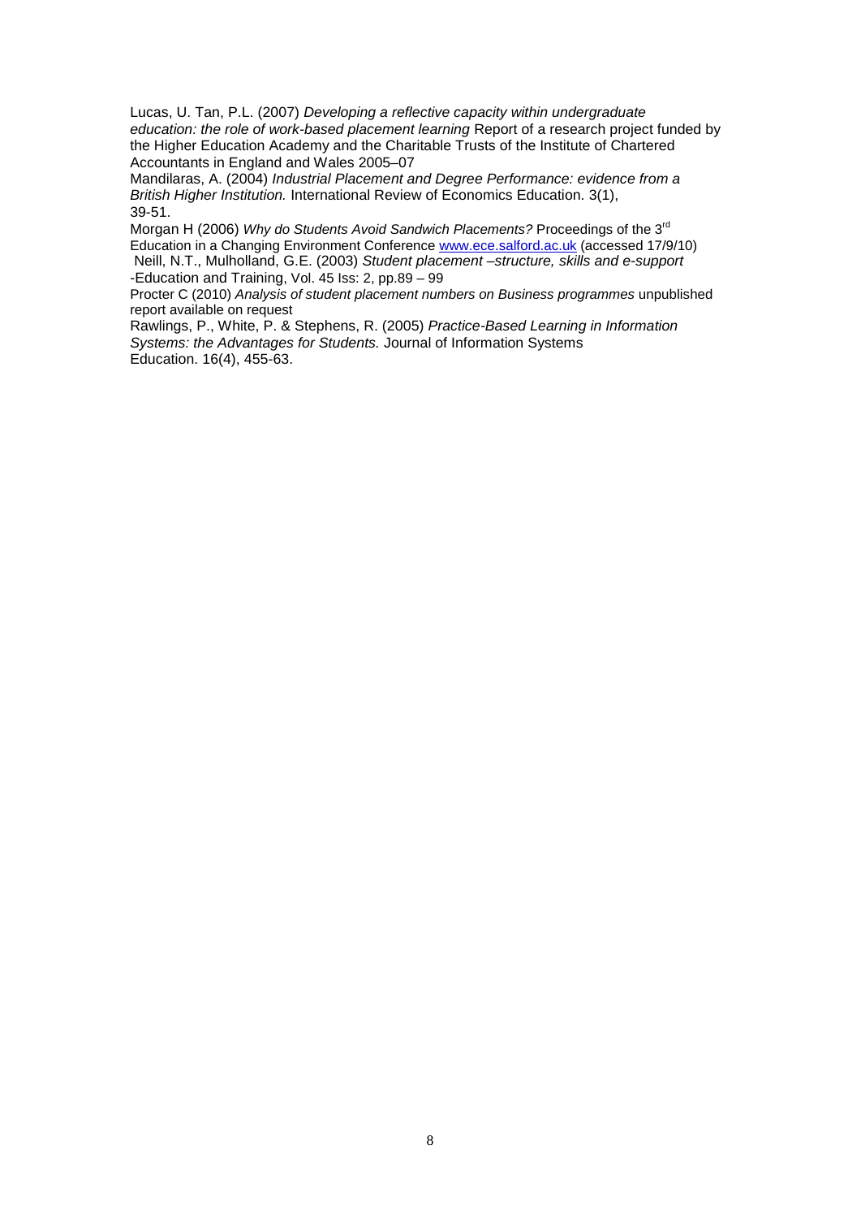Lucas, U. Tan, P.L. (2007) *Developing a reflective capacity within undergraduate education: the role of work-based placement learning* Report of a research project funded by the Higher Education Academy and the Charitable Trusts of the Institute of Chartered Accountants in England and Wales 2005–07

Mandilaras, A. (2004) *Industrial Placement and Degree Performance: evidence from a British Higher Institution.* International Review of Economics Education. 3(1), 39-51.

Morgan H (2006) *Why do Students Avoid Sandwich Placements?* Proceedings of the 3rd Education in a Changing Environment Conference www.ece.salford.ac.uk (accessed 17/9/10)

Neill, N.T., Mulholland, G.E. (2003) *Student placement –structure, skills and e-support* -Education and Training, Vol. 45 Iss: 2, pp.89 – 99

Procter C (2010) *Analysis of student placement numbers on Business programmes* unpublished report available on request

Rawlings, P., White, P. & Stephens, R. (2005) *Practice-Based Learning in Information Systems: the Advantages for Students.* Journal of Information Systems Education. 16(4), 455-63.